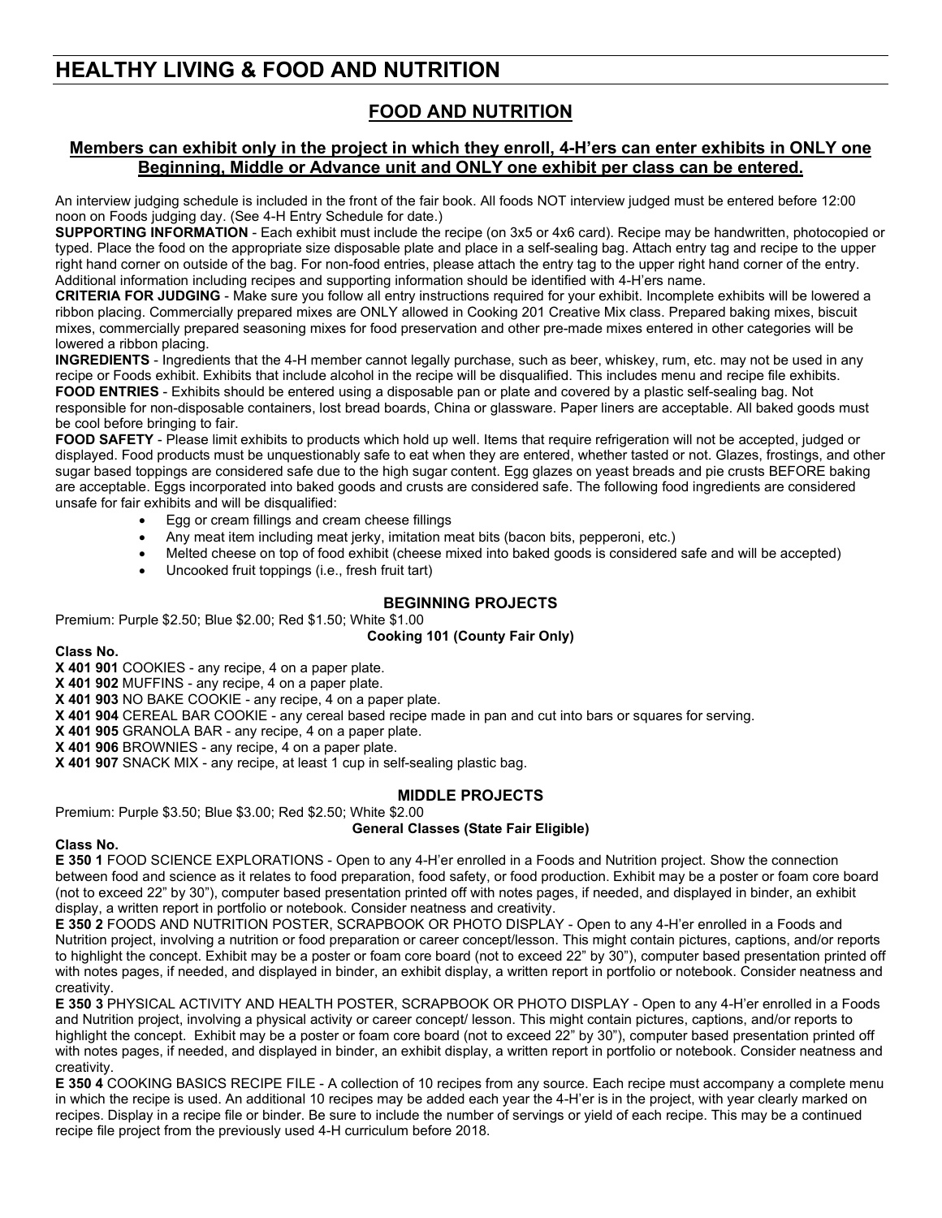# HEALTHY LIVING & FOOD AND NUTRITION

## FOOD AND NUTRITION

### Members can exhibit only in the project in which they enroll, 4-H'ers can enter exhibits in ONLY one Beginning, Middle or Advance unit and ONLY one exhibit per class can be entered.

An interview judging schedule is included in the front of the fair book. All foods NOT interview judged must be entered before 12:00 noon on Foods judging day. (See 4-H Entry Schedule for date.)

**SUPPORTING INFORMATION** - Each exhibit must include the recipe (on 3x5 or 4x6 card). Recipe may be handwritten, photocopied or typed. Place the food on the appropriate size disposable plate and place in a self-sealing bag. Attach entry tag and recipe to the upper right hand corner on outside of the bag. For non-food entries, please attach the entry tag to the upper right hand corner of the entry. Additional information including recipes and supporting information should be identified with 4-H'ers name.

**CRITERIA FOR JUDGING** - Make sure you follow all entry instructions required for your exhibit. Incomplete exhibits will be lowered a ribbon placing. Commercially prepared mixes are ONLY allowed in Cooking 201 Creative Mix class. Prepared baking mixes, biscuit mixes, commercially prepared seasoning mixes for food preservation and other pre-made mixes entered in other categories will be lowered a ribbon placing.

**INGREDIENTS** - Ingredients that the 4-H member cannot legally purchase, such as beer, whiskey, rum, etc. may not be used in any recipe or Foods exhibit. Exhibits that include alcohol in the recipe will be disqualified. This includes menu and recipe file exhibits.

**FOOD ENTRIES** - Exhibits should be entered using a disposable pan or plate and covered by a plastic self-sealing bag. Not responsible for non-disposable containers, lost bread boards, China or glassware. Paper liners are acceptable. All baked goods must be cool before bringing to fair.

**FOOD SAFETY** - Please limit exhibits to products which hold up well. Items that require refrigeration will not be accepted, judged or displayed. Food products must be unquestionably safe to eat when they are entered, whether tasted or not. Glazes, frostings, and other sugar based toppings are considered safe due to the high sugar content. Egg glazes on yeast breads and pie crusts BEFORE baking are acceptable. Eggs incorporated into baked goods and crusts are considered safe. The following food ingredients are considered unsafe for fair exhibits and will be disqualified:

- Egg or cream fillings and cream cheese fillings
- Any meat item including meat jerky, imitation meat bits (bacon bits, pepperoni, etc.)
- Melted cheese on top of food exhibit (cheese mixed into baked goods is considered safe and will be accepted)
- Uncooked fruit toppings (i.e., fresh fruit tart)

### BEGINNING PROJECTS

Premium: Purple $2.50; Blue $2.00; Red $1.50; White $1.00

**Cooking 101 (County Fair Only)**

**Class No.**

**X 401 901** COOKIES - any recipe, 4 on a paper plate.
**X 401 902** MUFFINS - any recipe, 4 on a paper plate.
**X 401 903** NO BAKE COOKIE - any recipe, 4 on a paper plate.
**X 401 904** CEREAL BAR COOKIE - any cereal based recipe made in pan and cut into bars or squares for serving.
**X 401 905** GRANOLA BAR - any recipe, 4 on a paper plate.
**X 401 906** BROWNIES - any recipe, 4 on a paper plate.
**X 401 907** SNACK MIX - any recipe, at least 1 cup in self-sealing plastic bag.

### MIDDLE PROJECTS

Premium: Purple $3.50; Blue $3.00; Red $2.50; White $2.00

**General Classes (State Fair Eligible)**

**Class No.**

**E 350 1** FOOD SCIENCE EXPLORATIONS - Open to any 4-H'er enrolled in a Foods and Nutrition project. Show the connection between food and science as it relates to food preparation, food safety, or food production. Exhibit may be a poster or foam core board (not to exceed 22" by 30"), computer based presentation printed off with notes pages, if needed, and displayed in binder, an exhibit display, a written report in portfolio or notebook. Consider neatness and creativity.

**E 350 2** FOODS AND NUTRITION POSTER, SCRAPBOOK OR PHOTO DISPLAY - Open to any 4-H'er enrolled in a Foods and Nutrition project, involving a nutrition or food preparation or career concept/lesson. This might contain pictures, captions, and/or reports to highlight the concept. Exhibit may be a poster or foam core board (not to exceed 22" by 30"), computer based presentation printed off with notes pages, if needed, and displayed in binder, an exhibit display, a written report in portfolio or notebook. Consider neatness and creativity.

**E 350 3** PHYSICAL ACTIVITY AND HEALTH POSTER, SCRAPBOOK OR PHOTO DISPLAY - Open to any 4-H'er enrolled in a Foods and Nutrition project, involving a physical activity or career concept/ lesson. This might contain pictures, captions, and/or reports to highlight the concept. Exhibit may be a poster or foam core board (not to exceed 22" by 30"), computer based presentation printed off with notes pages, if needed, and displayed in binder, an exhibit display, a written report in portfolio or notebook. Consider neatness and creativity.

**E 350 4** COOKING BASICS RECIPE FILE - A collection of 10 recipes from any source. Each recipe must accompany a complete menu in which the recipe is used. An additional 10 recipes may be added each year the 4-H'er is in the project, with year clearly marked on recipes. Display in a recipe file or binder. Be sure to include the number of servings or yield of each recipe. This may be a continued recipe file project from the previously used 4-H curriculum before 2018.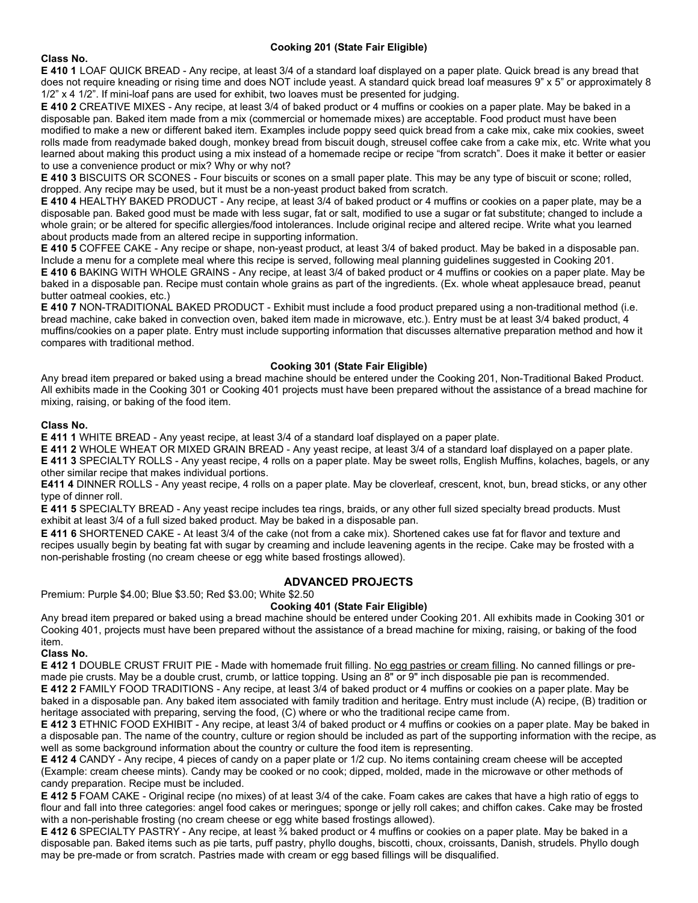### Cooking 201 (State Fair Eligible)

**Class No.**

**E 410 1** LOAF QUICK BREAD - Any recipe, at least 3/4 of a standard loaf displayed on a paper plate. Quick bread is any bread that does not require kneading or rising time and does NOT include yeast. A standard quick bread loaf measures 9" x 5" or approximately 8 1/2" x 4 1/2". If mini-loaf pans are used for exhibit, two loaves must be presented for judging.

**E 410 2** CREATIVE MIXES - Any recipe, at least 3/4 of baked product or 4 muffins or cookies on a paper plate. May be baked in a disposable pan. Baked item made from a mix (commercial or homemade mixes) are acceptable. Food product must have been modified to make a new or different baked item. Examples include poppy seed quick bread from a cake mix, cake mix cookies, sweet rolls made from readymade baked dough, monkey bread from biscuit dough, streusel coffee cake from a cake mix, etc. Write what you learned about making this product using a mix instead of a homemade recipe or recipe "from scratch". Does it make it better or easier to use a convenience product or mix? Why or why not?

**E 410 3** BISCUITS OR SCONES - Four biscuits or scones on a small paper plate. This may be any type of biscuit or scone; rolled, dropped. Any recipe may be used, but it must be a non-yeast product baked from scratch.

**E 410 4** HEALTHY BAKED PRODUCT - Any recipe, at least 3/4 of baked product or 4 muffins or cookies on a paper plate, may be a disposable pan. Baked good must be made with less sugar, fat or salt, modified to use a sugar or fat substitute; changed to include a whole grain; or be altered for specific allergies/food intolerances. Include original recipe and altered recipe. Write what you learned about products made from an altered recipe in supporting information.

**E 410 5** COFFEE CAKE - Any recipe or shape, non-yeast product, at least 3/4 of baked product. May be baked in a disposable pan. Include a menu for a complete meal where this recipe is served, following meal planning guidelines suggested in Cooking 201.

**E 410 6** BAKING WITH WHOLE GRAINS - Any recipe, at least 3/4 of baked product or 4 muffins or cookies on a paper plate. May be baked in a disposable pan. Recipe must contain whole grains as part of the ingredients. (Ex. whole wheat applesauce bread, peanut butter oatmeal cookies, etc.)

**E 410 7** NON-TRADITIONAL BAKED PRODUCT - Exhibit must include a food product prepared using a non-traditional method (i.e. bread machine, cake baked in convection oven, baked item made in microwave, etc.). Entry must be at least 3/4 baked product, 4 muffins/cookies on a paper plate. Entry must include supporting information that discusses alternative preparation method and how it compares with traditional method.

### Cooking 301 (State Fair Eligible)

Any bread item prepared or baked using a bread machine should be entered under the Cooking 201, Non-Traditional Baked Product. All exhibits made in the Cooking 301 or Cooking 401 projects must have been prepared without the assistance of a bread machine for mixing, raising, or baking of the food item.

**Class No.**

**E 411 1** WHITE BREAD - Any yeast recipe, at least 3/4 of a standard loaf displayed on a paper plate.

**E 411 2** WHOLE WHEAT OR MIXED GRAIN BREAD - Any yeast recipe, at least 3/4 of a standard loaf displayed on a paper plate.

**E 411 3** SPECIALTY ROLLS - Any yeast recipe, 4 rolls on a paper plate. May be sweet rolls, English Muffins, kolaches, bagels, or any other similar recipe that makes individual portions.

**E411 4** DINNER ROLLS - Any yeast recipe, 4 rolls on a paper plate. May be cloverleaf, crescent, knot, bun, bread sticks, or any other type of dinner roll.

**E 411 5** SPECIALTY BREAD - Any yeast recipe includes tea rings, braids, or any other full sized specialty bread products. Must exhibit at least 3/4 of a full sized baked product. May be baked in a disposable pan.

**E 411 6** SHORTENED CAKE - At least 3/4 of the cake (not from a cake mix). Shortened cakes use fat for flavor and texture and recipes usually begin by beating fat with sugar by creaming and include leavening agents in the recipe. Cake may be frosted with a non-perishable frosting (no cream cheese or egg white based frostings allowed).

## ADVANCED PROJECTS

Premium: Purple $4.00; Blue $3.50; Red $3.00; White $2.50

### Cooking 401 (State Fair Eligible)

Any bread item prepared or baked using a bread machine should be entered under Cooking 201. All exhibits made in Cooking 301 or Cooking 401, projects must have been prepared without the assistance of a bread machine for mixing, raising, or baking of the food item.

**Class No.**

**E 412 1** DOUBLE CRUST FRUIT PIE - Made with homemade fruit filling. No egg pastries or cream filling. No canned fillings or pre-made pie crusts. May be a double crust, crumb, or lattice topping. Using an 8" or 9" inch disposable pie pan is recommended.

**E 412 2** FAMILY FOOD TRADITIONS - Any recipe, at least 3/4 of baked product or 4 muffins or cookies on a paper plate. May be baked in a disposable pan. Any baked item associated with family tradition and heritage. Entry must include (A) recipe, (B) tradition or heritage associated with preparing, serving the food, (C) where or who the traditional recipe came from.

**E 412 3** ETHNIC FOOD EXHIBIT - Any recipe, at least 3/4 of baked product or 4 muffins or cookies on a paper plate. May be baked in a disposable pan. The name of the country, culture or region should be included as part of the supporting information with the recipe, as well as some background information about the country or culture the food item is representing.

**E 412 4** CANDY - Any recipe, 4 pieces of candy on a paper plate or 1/2 cup. No items containing cream cheese will be accepted (Example: cream cheese mints). Candy may be cooked or no cook; dipped, molded, made in the microwave or other methods of candy preparation. Recipe must be included.

**E 412 5** FOAM CAKE - Original recipe (no mixes) of at least 3/4 of the cake. Foam cakes are cakes that have a high ratio of eggs to flour and fall into three categories: angel food cakes or meringues; sponge or jelly roll cakes; and chiffon cakes. Cake may be frosted with a non-perishable frosting (no cream cheese or egg white based frostings allowed).

**E 412 6** SPECIALTY PASTRY - Any recipe, at least ¾ baked product or 4 muffins or cookies on a paper plate. May be baked in a disposable pan. Baked items such as pie tarts, puff pastry, phyllo doughs, biscotti, choux, croissants, Danish, strudels. Phyllo dough may be pre-made or from scratch. Pastries made with cream or egg based fillings will be disqualified.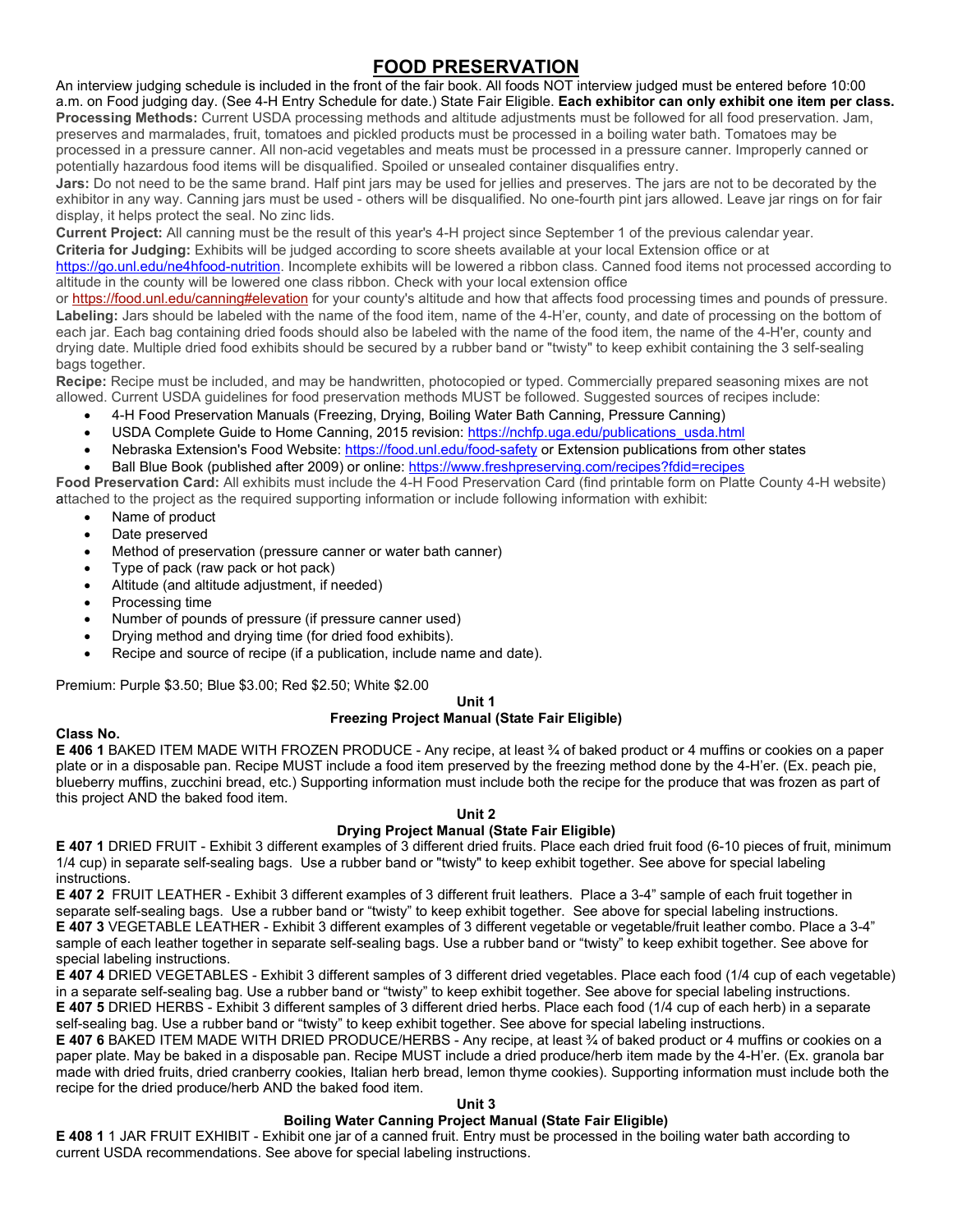# FOOD PRESERVATION

An interview judging schedule is included in the front of the fair book. All foods NOT interview judged must be entered before 10:00 a.m. on Food judging day. (See 4-H Entry Schedule for date.) State Fair Eligible. **Each exhibitor can only exhibit one item per class.**

**Processing Methods:** Current USDA processing methods and altitude adjustments must be followed for all food preservation. Jam, preserves and marmalades, fruit, tomatoes and pickled products must be processed in a boiling water bath. Tomatoes may be processed in a pressure canner. All non-acid vegetables and meats must be processed in a pressure canner. Improperly canned or potentially hazardous food items will be disqualified. Spoiled or unsealed container disqualifies entry.

**Jars:** Do not need to be the same brand. Half pint jars may be used for jellies and preserves. The jars are not to be decorated by the exhibitor in any way. Canning jars must be used - others will be disqualified. No one-fourth pint jars allowed. Leave jar rings on for fair display, it helps protect the seal. No zinc lids.

**Current Project:** All canning must be the result of this year's 4-H project since September 1 of the previous calendar year.

**Criteria for Judging:** Exhibits will be judged according to score sheets available at your local Extension office or at https://go.unl.edu/ne4hfood-nutrition. Incomplete exhibits will be lowered a ribbon class. Canned food items not processed according to altitude in the county will be lowered one class ribbon. Check with your local extension office or https://food.unl.edu/canning#elevation for your county's altitude and how that affects food processing times and pounds of pressure.

**Labeling:** Jars should be labeled with the name of the food item, name of the 4-H'er, county, and date of processing on the bottom of each jar. Each bag containing dried foods should also be labeled with the name of the food item, the name of the 4-H'er, county and drying date. Multiple dried food exhibits should be secured by a rubber band or "twisty" to keep exhibit containing the 3 self-sealing bags together.

**Recipe:** Recipe must be included, and may be handwritten, photocopied or typed. Commercially prepared seasoning mixes are not allowed. Current USDA guidelines for food preservation methods MUST be followed. Suggested sources of recipes include:

- 4-H Food Preservation Manuals (Freezing, Drying, Boiling Water Bath Canning, Pressure Canning)
- USDA Complete Guide to Home Canning, 2015 revision: https://nchfp.uga.edu/publications_usda.html
- Nebraska Extension's Food Website: https://food.unl.edu/food-safety or Extension publications from other states
- Ball Blue Book (published after 2009) or online: https://www.freshpreserving.com/recipes?fdid=recipes

**Food Preservation Card:** All exhibits must include the 4-H Food Preservation Card (find printable form on Platte County 4-H website) attached to the project as the required supporting information or include following information with exhibit:

- Name of product
- Date preserved
- Method of preservation (pressure canner or water bath canner)
- Type of pack (raw pack or hot pack)
- Altitude (and altitude adjustment, if needed)
- Processing time
- Number of pounds of pressure (if pressure canner used)
- Drying method and drying time (for dried food exhibits).
- Recipe and source of recipe (if a publication, include name and date).

Premium: Purple $3.50; Blue $3.00; Red $2.50; White $2.00

### Unit 1
### Freezing Project Manual (State Fair Eligible)

**Class No.**

**E 406 1** BAKED ITEM MADE WITH FROZEN PRODUCE - Any recipe, at least ¾ of baked product or 4 muffins or cookies on a paper plate or in a disposable pan. Recipe MUST include a food item preserved by the freezing method done by the 4-H'er. (Ex. peach pie, blueberry muffins, zucchini bread, etc.) Supporting information must include both the recipe for the produce that was frozen as part of this project AND the baked food item.

### Unit 2
### Drying Project Manual (State Fair Eligible)

**E 407 1** DRIED FRUIT - Exhibit 3 different examples of 3 different dried fruits. Place each dried fruit food (6-10 pieces of fruit, minimum 1/4 cup) in separate self-sealing bags. Use a rubber band or "twisty" to keep exhibit together. See above for special labeling instructions.

**E 407 2** FRUIT LEATHER - Exhibit 3 different examples of 3 different fruit leathers. Place a 3-4" sample of each fruit together in separate self-sealing bags. Use a rubber band or "twisty" to keep exhibit together. See above for special labeling instructions.

**E 407 3** VEGETABLE LEATHER - Exhibit 3 different examples of 3 different vegetable or vegetable/fruit leather combo. Place a 3-4" sample of each leather together in separate self-sealing bags. Use a rubber band or "twisty" to keep exhibit together. See above for special labeling instructions.

**E 407 4** DRIED VEGETABLES - Exhibit 3 different samples of 3 different dried vegetables. Place each food (1/4 cup of each vegetable) in a separate self-sealing bag. Use a rubber band or "twisty" to keep exhibit together. See above for special labeling instructions.

**E 407 5** DRIED HERBS - Exhibit 3 different samples of 3 different dried herbs. Place each food (1/4 cup of each herb) in a separate self-sealing bag. Use a rubber band or "twisty" to keep exhibit together. See above for special labeling instructions.

**E 407 6** BAKED ITEM MADE WITH DRIED PRODUCE/HERBS - Any recipe, at least ¾ of baked product or 4 muffins or cookies on a paper plate. May be baked in a disposable pan. Recipe MUST include a dried produce/herb item made by the 4-H'er. (Ex. granola bar made with dried fruits, dried cranberry cookies, Italian herb bread, lemon thyme cookies). Supporting information must include both the recipe for the dried produce/herb AND the baked food item.

### Unit 3
### Boiling Water Canning Project Manual (State Fair Eligible)

**E 408 1** 1 JAR FRUIT EXHIBIT - Exhibit one jar of a canned fruit. Entry must be processed in the boiling water bath according to current USDA recommendations. See above for special labeling instructions.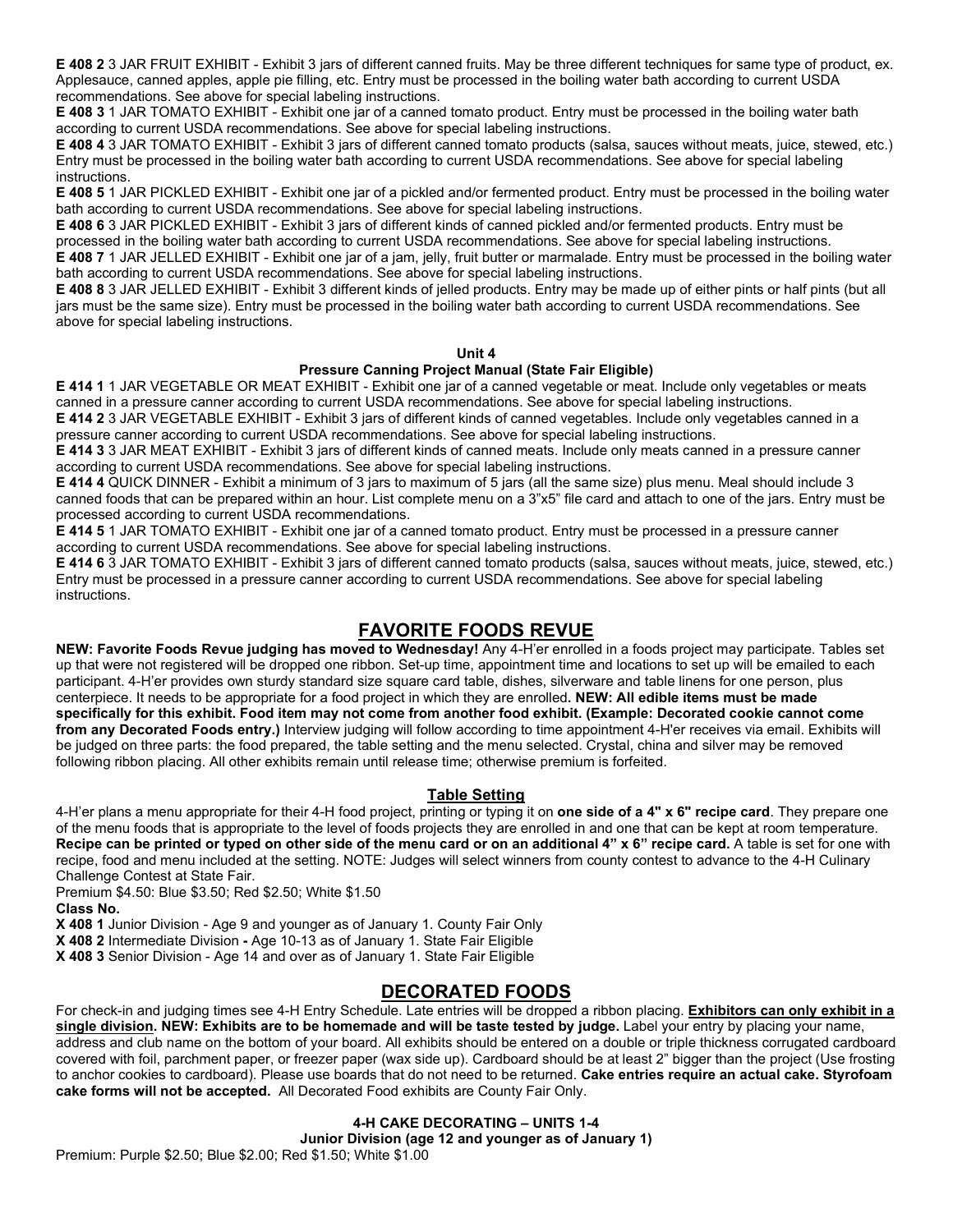**E 408 2** 3 JAR FRUIT EXHIBIT - Exhibit 3 jars of different canned fruits. May be three different techniques for same type of product, ex. Applesauce, canned apples, apple pie filling, etc. Entry must be processed in the boiling water bath according to current USDA recommendations. See above for special labeling instructions.

**E 408 3** 1 JAR TOMATO EXHIBIT - Exhibit one jar of a canned tomato product. Entry must be processed in the boiling water bath according to current USDA recommendations. See above for special labeling instructions.

**E 408 4** 3 JAR TOMATO EXHIBIT - Exhibit 3 jars of different canned tomato products (salsa, sauces without meats, juice, stewed, etc.) Entry must be processed in the boiling water bath according to current USDA recommendations. See above for special labeling instructions.

**E 408 5** 1 JAR PICKLED EXHIBIT - Exhibit one jar of a pickled and/or fermented product. Entry must be processed in the boiling water bath according to current USDA recommendations. See above for special labeling instructions.

**E 408 6** 3 JAR PICKLED EXHIBIT - Exhibit 3 jars of different kinds of canned pickled and/or fermented products. Entry must be processed in the boiling water bath according to current USDA recommendations. See above for special labeling instructions.

**E 408 7** 1 JAR JELLED EXHIBIT - Exhibit one jar of a jam, jelly, fruit butter or marmalade. Entry must be processed in the boiling water bath according to current USDA recommendations. See above for special labeling instructions.

**E 408 8** 3 JAR JELLED EXHIBIT - Exhibit 3 different kinds of jelled products. Entry may be made up of either pints or half pints (but all jars must be the same size). Entry must be processed in the boiling water bath according to current USDA recommendations. See above for special labeling instructions.

**Unit 4**

**Pressure Canning Project Manual (State Fair Eligible)**

**E 414 1** 1 JAR VEGETABLE OR MEAT EXHIBIT - Exhibit one jar of a canned vegetable or meat. Include only vegetables or meats canned in a pressure canner according to current USDA recommendations. See above for special labeling instructions.

**E 414 2** 3 JAR VEGETABLE EXHIBIT - Exhibit 3 jars of different kinds of canned vegetables. Include only vegetables canned in a pressure canner according to current USDA recommendations. See above for special labeling instructions.

**E 414 3** 3 JAR MEAT EXHIBIT - Exhibit 3 jars of different kinds of canned meats. Include only meats canned in a pressure canner according to current USDA recommendations. See above for special labeling instructions.

**E 414 4** QUICK DINNER - Exhibit a minimum of 3 jars to maximum of 5 jars (all the same size) plus menu. Meal should include 3 canned foods that can be prepared within an hour. List complete menu on a 3"x5" file card and attach to one of the jars. Entry must be processed according to current USDA recommendations.

**E 414 5** 1 JAR TOMATO EXHIBIT - Exhibit one jar of a canned tomato product. Entry must be processed in a pressure canner according to current USDA recommendations. See above for special labeling instructions.

**E 414 6** 3 JAR TOMATO EXHIBIT - Exhibit 3 jars of different canned tomato products (salsa, sauces without meats, juice, stewed, etc.) Entry must be processed in a pressure canner according to current USDA recommendations. See above for special labeling instructions.

## FAVORITE FOODS REVUE

**NEW: Favorite Foods Revue judging has moved to Wednesday!** Any 4-H'er enrolled in a foods project may participate. Tables set up that were not registered will be dropped one ribbon. Set-up time, appointment time and locations to set up will be emailed to each participant. 4-H'er provides own sturdy standard size square card table, dishes, silverware and table linens for one person, plus centerpiece. It needs to be appropriate for a food project in which they are enrolled**. NEW: All edible items must be made specifically for this exhibit. Food item may not come from another food exhibit. (Example: Decorated cookie cannot come from any Decorated Foods entry.)** Interview judging will follow according to time appointment 4-H'er receives via email. Exhibits will be judged on three parts: the food prepared, the table setting and the menu selected. Crystal, china and silver may be removed following ribbon placing. All other exhibits remain until release time; otherwise premium is forfeited.

### Table Setting

4-H'er plans a menu appropriate for their 4-H food project, printing or typing it on **one side of a 4" x 6" recipe card**. They prepare one of the menu foods that is appropriate to the level of foods projects they are enrolled in and one that can be kept at room temperature. **Recipe can be printed or typed on other side of the menu card or on an additional 4" x 6" recipe card.** A table is set for one with recipe, food and menu included at the setting. NOTE: Judges will select winners from county contest to advance to the 4-H Culinary Challenge Contest at State Fair.

Premium $4.50: Blue $3.50; Red $2.50; White $1.50

**Class No.**

**X 408 1** Junior Division - Age 9 and younger as of January 1. County Fair Only

**X 408 2** Intermediate Division **-** Age 10-13 as of January 1. State Fair Eligible

**X 408 3** Senior Division - Age 14 and over as of January 1. State Fair Eligible

## DECORATED FOODS

For check-in and judging times see 4-H Entry Schedule. Late entries will be dropped a ribbon placing. **Exhibitors can only exhibit in a single division. NEW: Exhibits are to be homemade and will be taste tested by judge.** Label your entry by placing your name, address and club name on the bottom of your board. All exhibits should be entered on a double or triple thickness corrugated cardboard covered with foil, parchment paper, or freezer paper (wax side up). Cardboard should be at least 2" bigger than the project (Use frosting to anchor cookies to cardboard). Please use boards that do not need to be returned. **Cake entries require an actual cake. Styrofoam cake forms will not be accepted.** All Decorated Food exhibits are County Fair Only.

**4-H CAKE DECORATING – UNITS 1-4**

**Junior Division (age 12 and younger as of January 1)**

Premium: Purple $2.50; Blue $2.00; Red $1.50; White $1.00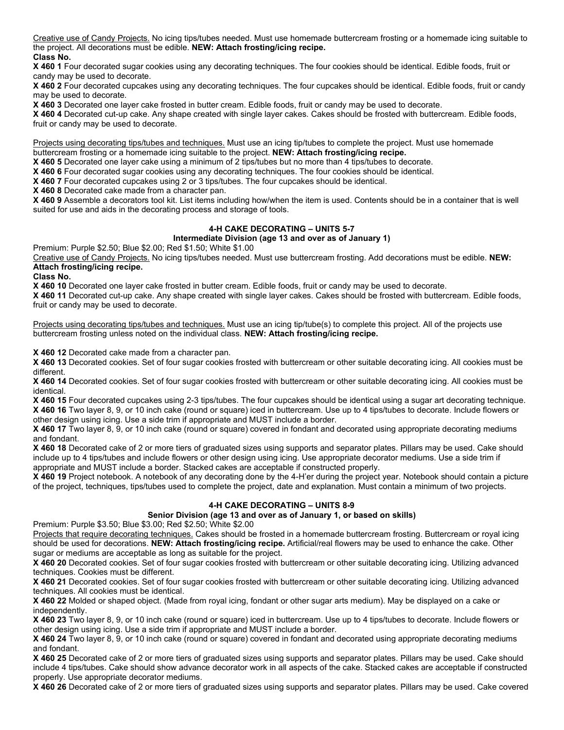Creative use of Candy Projects. No icing tips/tubes needed. Must use homemade buttercream frosting or a homemade icing suitable to the project. All decorations must be edible. **NEW: Attach frosting/icing recipe.**

**Class No.**

**X 460 1** Four decorated sugar cookies using any decorating techniques. The four cookies should be identical. Edible foods, fruit or candy may be used to decorate.

**X 460 2** Four decorated cupcakes using any decorating techniques. The four cupcakes should be identical. Edible foods, fruit or candy may be used to decorate.

**X 460 3** Decorated one layer cake frosted in butter cream. Edible foods, fruit or candy may be used to decorate.

**X 460 4** Decorated cut-up cake. Any shape created with single layer cakes. Cakes should be frosted with buttercream. Edible foods, fruit or candy may be used to decorate.

Projects using decorating tips/tubes and techniques. Must use an icing tip/tubes to complete the project. Must use homemade buttercream frosting or a homemade icing suitable to the project. **NEW: Attach frosting/icing recipe.**

**X 460 5** Decorated one layer cake using a minimum of 2 tips/tubes but no more than 4 tips/tubes to decorate.

**X 460 6** Four decorated sugar cookies using any decorating techniques. The four cookies should be identical.

**X 460 7** Four decorated cupcakes using 2 or 3 tips/tubes. The four cupcakes should be identical.

**X 460 8** Decorated cake made from a character pan.

**X 460 9** Assemble a decorators tool kit. List items including how/when the item is used. Contents should be in a container that is well suited for use and aids in the decorating process and storage of tools.

## 4-H CAKE DECORATING – UNITS 5-7

### Intermediate Division (age 13 and over as of January 1)

Premium: Purple $2.50; Blue $2.00; Red $1.50; White $1.00

Creative use of Candy Projects. No icing tips/tubes needed. Must use buttercream frosting. Add decorations must be edible. **NEW: Attach frosting/icing recipe.**

**Class No.**

**X 460 10** Decorated one layer cake frosted in butter cream. Edible foods, fruit or candy may be used to decorate.

**X 460 11** Decorated cut-up cake. Any shape created with single layer cakes. Cakes should be frosted with buttercream. Edible foods, fruit or candy may be used to decorate.

Projects using decorating tips/tubes and techniques. Must use an icing tip/tube(s) to complete this project. All of the projects use buttercream frosting unless noted on the individual class. **NEW: Attach frosting/icing recipe.**

**X 460 12** Decorated cake made from a character pan.

**X 460 13** Decorated cookies. Set of four sugar cookies frosted with buttercream or other suitable decorating icing. All cookies must be different.

**X 460 14** Decorated cookies. Set of four sugar cookies frosted with buttercream or other suitable decorating icing. All cookies must be identical.

**X 460 15** Four decorated cupcakes using 2-3 tips/tubes. The four cupcakes should be identical using a sugar art decorating technique.

**X 460 16** Two layer 8, 9, or 10 inch cake (round or square) iced in buttercream. Use up to 4 tips/tubes to decorate. Include flowers or other design using icing. Use a side trim if appropriate and MUST include a border.

**X 460 17** Two layer 8, 9, or 10 inch cake (round or square) covered in fondant and decorated using appropriate decorating mediums and fondant.

**X 460 18** Decorated cake of 2 or more tiers of graduated sizes using supports and separator plates. Pillars may be used. Cake should include up to 4 tips/tubes and include flowers or other design using icing. Use appropriate decorator mediums. Use a side trim if appropriate and MUST include a border. Stacked cakes are acceptable if constructed properly.

**X 460 19** Project notebook. A notebook of any decorating done by the 4-H'er during the project year. Notebook should contain a picture of the project, techniques, tips/tubes used to complete the project, date and explanation. Must contain a minimum of two projects.

## 4-H CAKE DECORATING – UNITS 8-9

### Senior Division (age 13 and over as of January 1, or based on skills)

Premium: Purple $3.50; Blue $3.00; Red $2.50; White $2.00

Projects that require decorating techniques. Cakes should be frosted in a homemade buttercream frosting. Buttercream or royal icing should be used for decorations. **NEW: Attach frosting/icing recipe.** Artificial/real flowers may be used to enhance the cake. Other sugar or mediums are acceptable as long as suitable for the project.

**X 460 20** Decorated cookies. Set of four sugar cookies frosted with buttercream or other suitable decorating icing. Utilizing advanced techniques. Cookies must be different.

**X 460 21** Decorated cookies. Set of four sugar cookies frosted with buttercream or other suitable decorating icing. Utilizing advanced techniques. All cookies must be identical.

**X 460 22** Molded or shaped object. (Made from royal icing, fondant or other sugar arts medium). May be displayed on a cake or independently.

**X 460 23** Two layer 8, 9, or 10 inch cake (round or square) iced in buttercream. Use up to 4 tips/tubes to decorate. Include flowers or other design using icing. Use a side trim if appropriate and MUST include a border.

**X 460 24** Two layer 8, 9, or 10 inch cake (round or square) covered in fondant and decorated using appropriate decorating mediums and fondant.

**X 460 25** Decorated cake of 2 or more tiers of graduated sizes using supports and separator plates. Pillars may be used. Cake should include 4 tips/tubes. Cake should show advance decorator work in all aspects of the cake. Stacked cakes are acceptable if constructed properly. Use appropriate decorator mediums.

**X 460 26** Decorated cake of 2 or more tiers of graduated sizes using supports and separator plates. Pillars may be used. Cake covered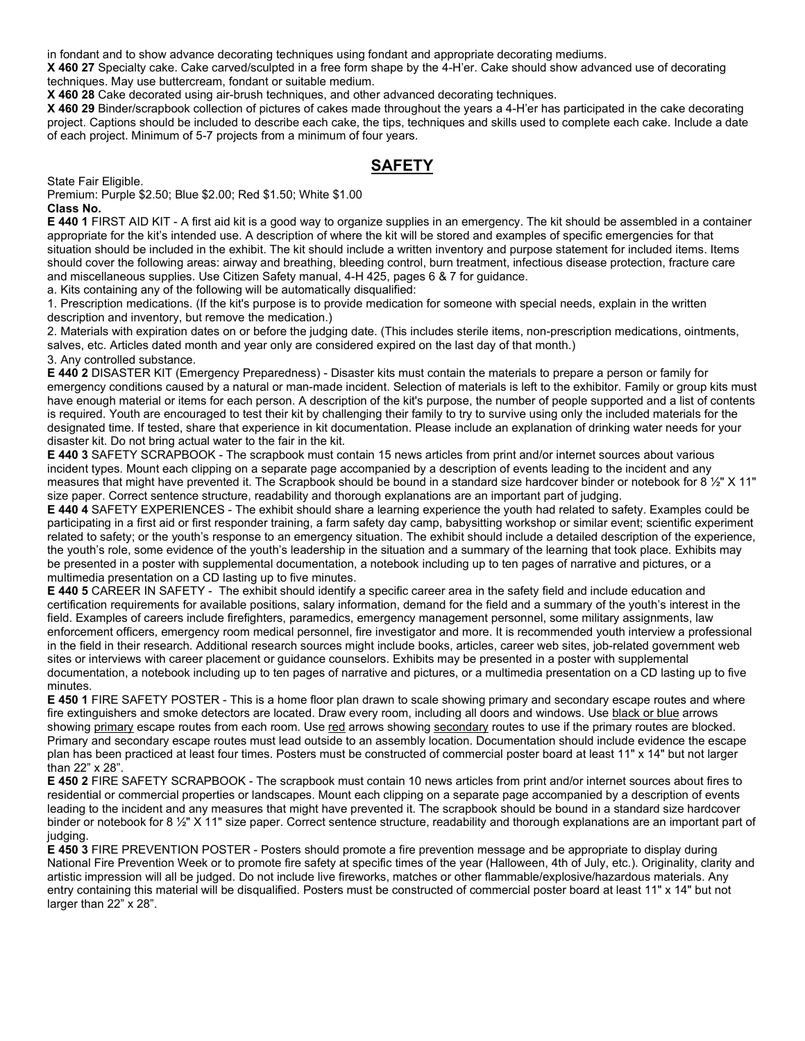in fondant and to show advance decorating techniques using fondant and appropriate decorating mediums.

**X 460 27** Specialty cake. Cake carved/sculpted in a free form shape by the 4-H'er. Cake should show advanced use of decorating techniques. May use buttercream, fondant or suitable medium.

**X 460 28** Cake decorated using air-brush techniques, and other advanced decorating techniques.

**X 460 29** Binder/scrapbook collection of pictures of cakes made throughout the years a 4-H'er has participated in the cake decorating project. Captions should be included to describe each cake, the tips, techniques and skills used to complete each cake. Include a date of each project. Minimum of 5-7 projects from a minimum of four years.

## SAFETY

State Fair Eligible.

Premium: Purple $2.50; Blue $2.00; Red $1.50; White $1.00

**Class No.**

**E 440 1** FIRST AID KIT - A first aid kit is a good way to organize supplies in an emergency. The kit should be assembled in a container appropriate for the kit's intended use. A description of where the kit will be stored and examples of specific emergencies for that situation should be included in the exhibit. The kit should include a written inventory and purpose statement for included items. Items should cover the following areas: airway and breathing, bleeding control, burn treatment, infectious disease protection, fracture care and miscellaneous supplies. Use Citizen Safety manual, 4-H 425, pages 6 & 7 for guidance.

a. Kits containing any of the following will be automatically disqualified:

1. Prescription medications. (If the kit's purpose is to provide medication for someone with special needs, explain in the written description and inventory, but remove the medication.)
2. Materials with expiration dates on or before the judging date. (This includes sterile items, non-prescription medications, ointments, salves, etc. Articles dated month and year only are considered expired on the last day of that month.)
3. Any controlled substance.

**E 440 2** DISASTER KIT (Emergency Preparedness) - Disaster kits must contain the materials to prepare a person or family for emergency conditions caused by a natural or man-made incident. Selection of materials is left to the exhibitor. Family or group kits must have enough material or items for each person. A description of the kit's purpose, the number of people supported and a list of contents is required. Youth are encouraged to test their kit by challenging their family to try to survive using only the included materials for the designated time. If tested, share that experience in kit documentation. Please include an explanation of drinking water needs for your disaster kit. Do not bring actual water to the fair in the kit.

**E 440 3** SAFETY SCRAPBOOK - The scrapbook must contain 15 news articles from print and/or internet sources about various incident types. Mount each clipping on a separate page accompanied by a description of events leading to the incident and any measures that might have prevented it. The Scrapbook should be bound in a standard size hardcover binder or notebook for 8 ½" X 11" size paper. Correct sentence structure, readability and thorough explanations are an important part of judging.

**E 440 4** SAFETY EXPERIENCES - The exhibit should share a learning experience the youth had related to safety. Examples could be participating in a first aid or first responder training, a farm safety day camp, babysitting workshop or similar event; scientific experiment related to safety; or the youth's response to an emergency situation. The exhibit should include a detailed description of the experience, the youth's role, some evidence of the youth's leadership in the situation and a summary of the learning that took place. Exhibits may be presented in a poster with supplemental documentation, a notebook including up to ten pages of narrative and pictures, or a multimedia presentation on a CD lasting up to five minutes.

**E 440 5** CAREER IN SAFETY - The exhibit should identify a specific career area in the safety field and include education and certification requirements for available positions, salary information, demand for the field and a summary of the youth's interest in the field. Examples of careers include firefighters, paramedics, emergency management personnel, some military assignments, law enforcement officers, emergency room medical personnel, fire investigator and more. It is recommended youth interview a professional in the field in their research. Additional research sources might include books, articles, career web sites, job-related government web sites or interviews with career placement or guidance counselors. Exhibits may be presented in a poster with supplemental documentation, a notebook including up to ten pages of narrative and pictures, or a multimedia presentation on a CD lasting up to five minutes.

**E 450 1** FIRE SAFETY POSTER - This is a home floor plan drawn to scale showing primary and secondary escape routes and where fire extinguishers and smoke detectors are located. Draw every room, including all doors and windows. Use black or blue arrows showing primary escape routes from each room. Use red arrows showing secondary routes to use if the primary routes are blocked. Primary and secondary escape routes must lead outside to an assembly location. Documentation should include evidence the escape plan has been practiced at least four times. Posters must be constructed of commercial poster board at least 11" x 14" but not larger than 22" x 28".

**E 450 2** FIRE SAFETY SCRAPBOOK - The scrapbook must contain 10 news articles from print and/or internet sources about fires to residential or commercial properties or landscapes. Mount each clipping on a separate page accompanied by a description of events leading to the incident and any measures that might have prevented it. The scrapbook should be bound in a standard size hardcover binder or notebook for 8 ½" X 11" size paper. Correct sentence structure, readability and thorough explanations are an important part of judging.

**E 450 3** FIRE PREVENTION POSTER - Posters should promote a fire prevention message and be appropriate to display during National Fire Prevention Week or to promote fire safety at specific times of the year (Halloween, 4th of July, etc.). Originality, clarity and artistic impression will all be judged. Do not include live fireworks, matches or other flammable/explosive/hazardous materials. Any entry containing this material will be disqualified. Posters must be constructed of commercial poster board at least 11" x 14" but not larger than 22" x 28".